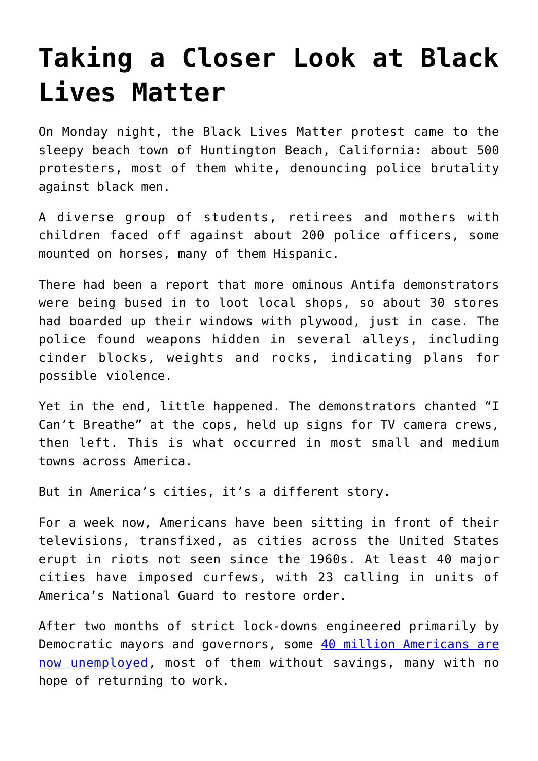# Taking a Closer Look at Black Lives Matter

On Monday night, the Black Lives Matter protest came to the sleepy beach town of Huntington Beach, California: about 500 protesters, most of them white, denouncing police brutality against black men.

A diverse group of students, retirees and mothers with children faced off against about 200 police officers, some mounted on horses, many of them Hispanic.

There had been a report that more ominous Antifa demonstrators were being bused in to loot local shops, so about 30 stores had boarded up their windows with plywood, just in case. The police found weapons hidden in several alleys, including cinder blocks, weights and rocks, indicating plans for possible violence.

Yet in the end, little happened. The demonstrators chanted "I Can't Breathe" at the cops, held up signs for TV camera crews, then left. This is what occurred in most small and medium towns across America.

But in America's cities, it's a different story.

For a week now, Americans have been sitting in front of their televisions, transfixed, as cities across the United States erupt in riots not seen since the 1960s. At least 40 major cities have imposed curfews, with 23 calling in units of America's National Guard to restore order.

After two months of strict lock-downs engineered primarily by Democratic mayors and governors, some [40 million Americans are now unemployed](), most of them without savings, many with no hope of returning to work.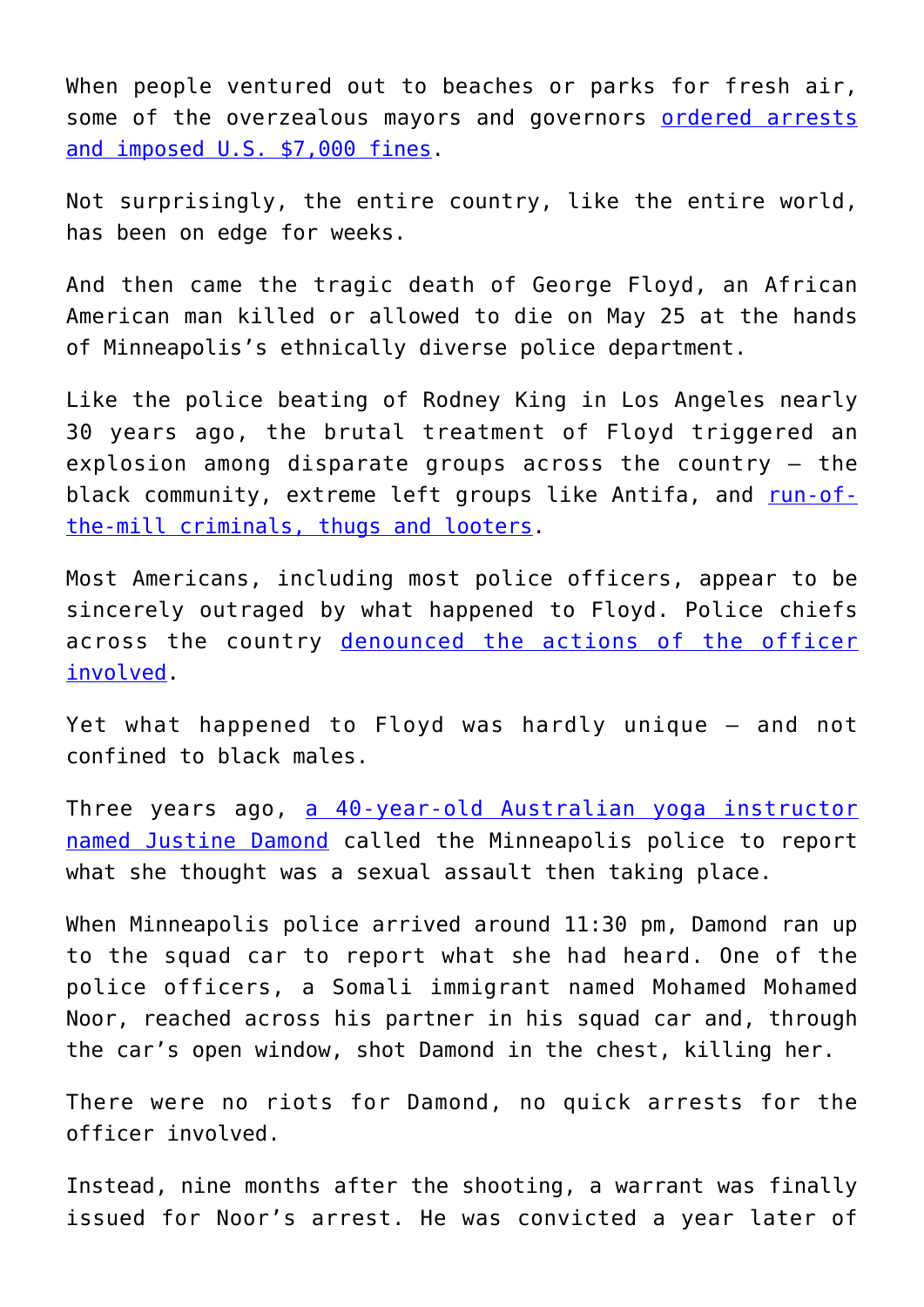When people ventured out to beaches or parks for fresh air, some of the overzealous mayors and governors ordered arrests and imposed U.S. $7,000 fines.

Not surprisingly, the entire country, like the entire world, has been on edge for weeks.

And then came the tragic death of George Floyd, an African American man killed or allowed to die on May 25 at the hands of Minneapolis's ethnically diverse police department.

Like the police beating of Rodney King in Los Angeles nearly 30 years ago, the brutal treatment of Floyd triggered an explosion among disparate groups across the country – the black community, extreme left groups like Antifa, and run-of-the-mill criminals, thugs and looters.

Most Americans, including most police officers, appear to be sincerely outraged by what happened to Floyd. Police chiefs across the country denounced the actions of the officer involved.

Yet what happened to Floyd was hardly unique – and not confined to black males.

Three years ago, a 40-year-old Australian yoga instructor named Justine Damond called the Minneapolis police to report what she thought was a sexual assault then taking place.

When Minneapolis police arrived around 11:30 pm, Damond ran up to the squad car to report what she had heard. One of the police officers, a Somali immigrant named Mohamed Mohamed Noor, reached across his partner in his squad car and, through the car's open window, shot Damond in the chest, killing her.

There were no riots for Damond, no quick arrests for the officer involved.

Instead, nine months after the shooting, a warrant was finally issued for Noor's arrest. He was convicted a year later of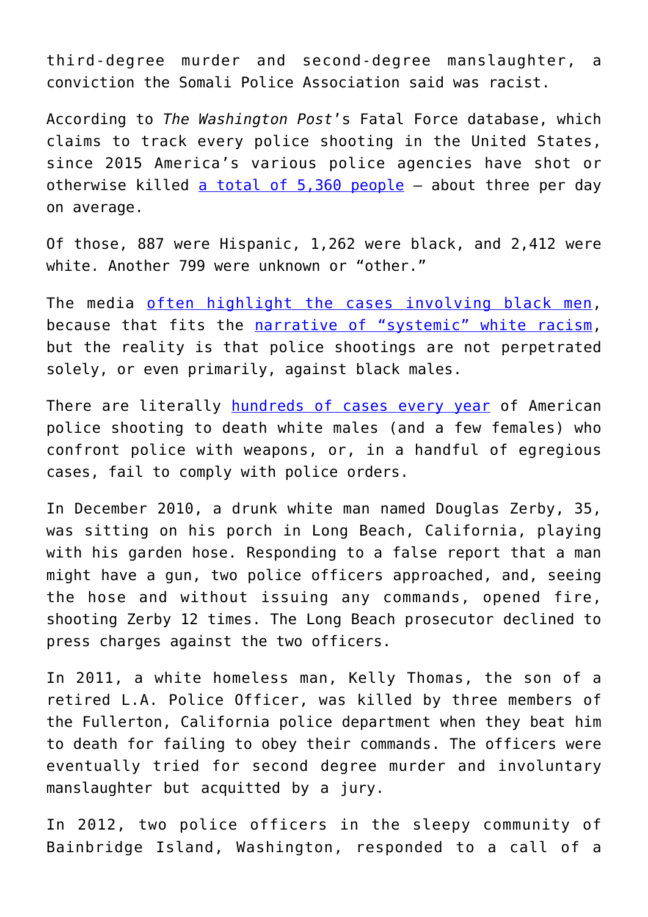third-degree murder and second-degree manslaughter, a conviction the Somali Police Association said was racist.

According to *The Washington Post*'s Fatal Force database, which claims to track every police shooting in the United States, since 2015 America's various police agencies have shot or otherwise killed a total of 5,360 people – about three per day on average.

Of those, 887 were Hispanic, 1,262 were black, and 2,412 were white. Another 799 were unknown or "other."

The media often highlight the cases involving black men, because that fits the narrative of "systemic" white racism, but the reality is that police shootings are not perpetrated solely, or even primarily, against black males.

There are literally hundreds of cases every year of American police shooting to death white males (and a few females) who confront police with weapons, or, in a handful of egregious cases, fail to comply with police orders.

In December 2010, a drunk white man named Douglas Zerby, 35, was sitting on his porch in Long Beach, California, playing with his garden hose. Responding to a false report that a man might have a gun, two police officers approached, and, seeing the hose and without issuing any commands, opened fire, shooting Zerby 12 times. The Long Beach prosecutor declined to press charges against the two officers.

In 2011, a white homeless man, Kelly Thomas, the son of a retired L.A. Police Officer, was killed by three members of the Fullerton, California police department when they beat him to death for failing to obey their commands. The officers were eventually tried for second degree murder and involuntary manslaughter but acquitted by a jury.

In 2012, two police officers in the sleepy community of Bainbridge Island, Washington, responded to a call of a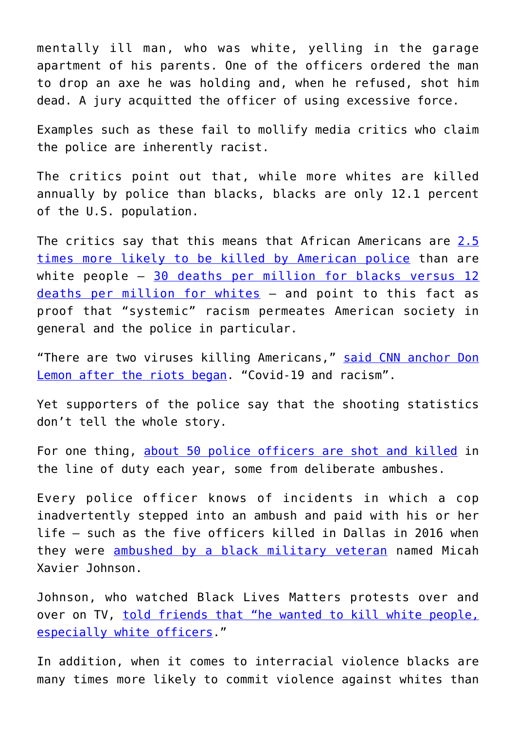mentally ill man, who was white, yelling in the garage apartment of his parents. One of the officers ordered the man to drop an axe he was holding and, when he refused, shot him dead. A jury acquitted the officer of using excessive force.

Examples such as these fail to mollify media critics who claim the police are inherently racist.

The critics point out that, while more whites are killed annually by police than blacks, blacks are only 12.1 percent of the U.S. population.

The critics say that this means that African Americans are 2.5 times more likely to be killed by American police than are white people – 30 deaths per million for blacks versus 12 deaths per million for whites – and point to this fact as proof that "systemic" racism permeates American society in general and the police in particular.

"There are two viruses killing Americans," said CNN anchor Don Lemon after the riots began. "Covid-19 and racism".

Yet supporters of the police say that the shooting statistics don't tell the whole story.

For one thing, about 50 police officers are shot and killed in the line of duty each year, some from deliberate ambushes.

Every police officer knows of incidents in which a cop inadvertently stepped into an ambush and paid with his or her life – such as the five officers killed in Dallas in 2016 when they were ambushed by a black military veteran named Micah Xavier Johnson.

Johnson, who watched Black Lives Matters protests over and over on TV, told friends that "he wanted to kill white people, especially white officers."

In addition, when it comes to interracial violence blacks are many times more likely to commit violence against whites than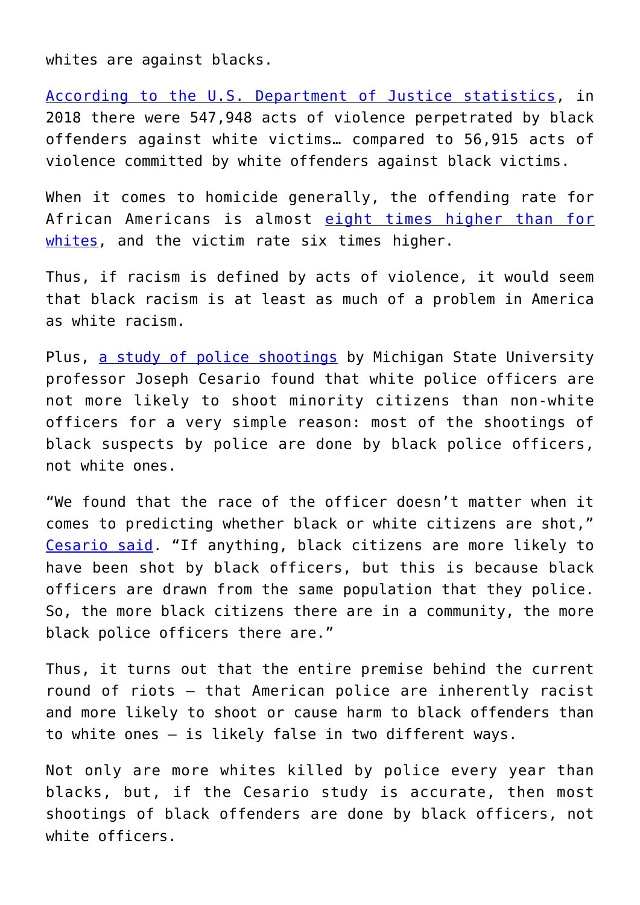whites are against blacks.

[According to the U.S. Department of Justice statistics](), in 2018 there were 547,948 acts of violence perpetrated by black offenders against white victims… compared to 56,915 acts of violence committed by white offenders against black victims.

When it comes to homicide generally, the offending rate for African Americans is almost [eight times higher than for whites](), and the victim rate six times higher.

Thus, if racism is defined by acts of violence, it would seem that black racism is at least as much of a problem in America as white racism.

Plus, [a study of police shootings]() by Michigan State University professor Joseph Cesario found that white police officers are not more likely to shoot minority citizens than non-white officers for a very simple reason: most of the shootings of black suspects by police are done by black police officers, not white ones.

"We found that the race of the officer doesn't matter when it comes to predicting whether black or white citizens are shot," [Cesario said](). "If anything, black citizens are more likely to have been shot by black officers, but this is because black officers are drawn from the same population that they police. So, the more black citizens there are in a community, the more black police officers there are."

Thus, it turns out that the entire premise behind the current round of riots – that American police are inherently racist and more likely to shoot or cause harm to black offenders than to white ones – is likely false in two different ways.

Not only are more whites killed by police every year than blacks, but, if the Cesario study is accurate, then most shootings of black offenders are done by black officers, not white officers.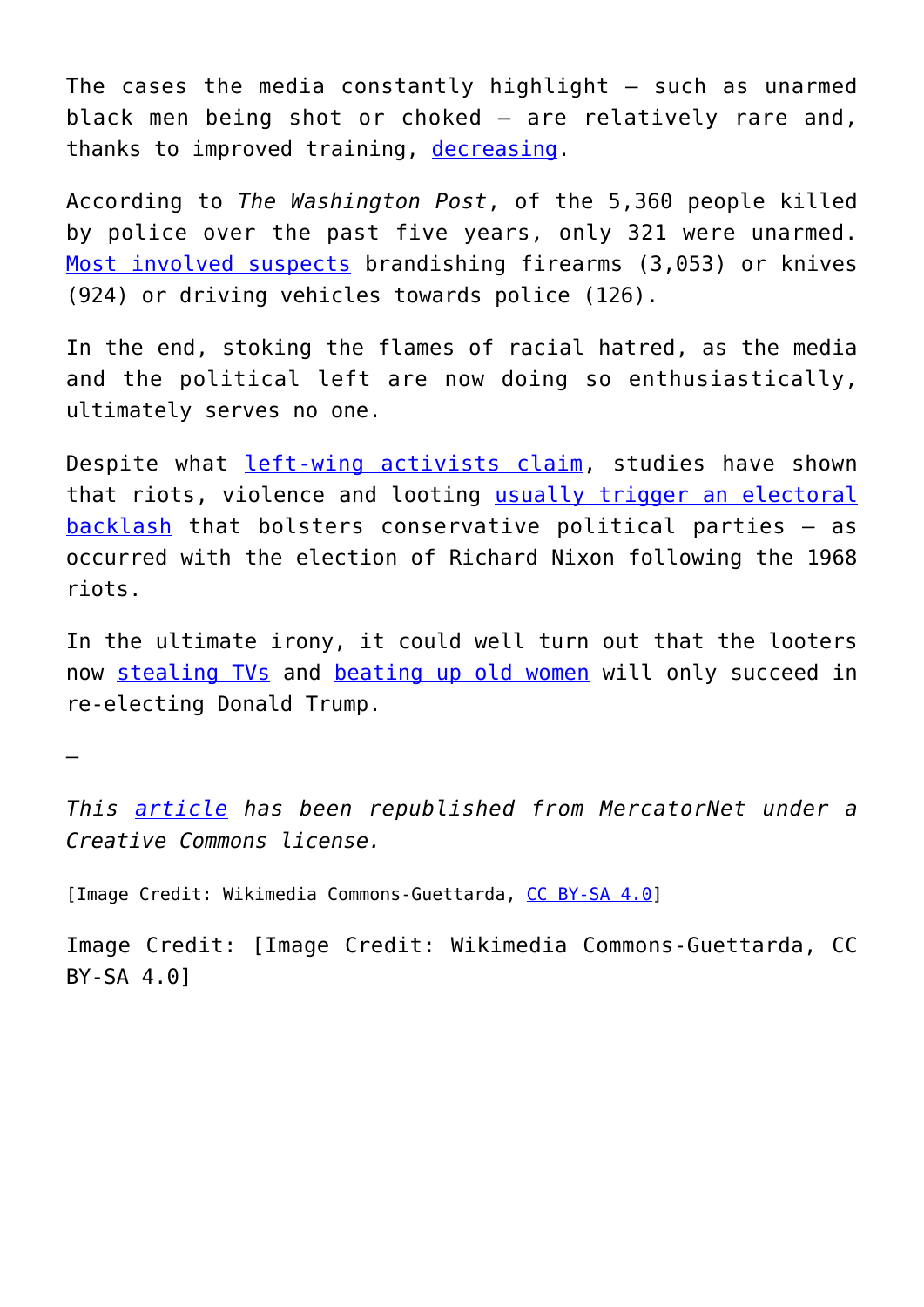The cases the media constantly highlight – such as unarmed black men being shot or choked – are relatively rare and, thanks to improved training, decreasing.

According to *The Washington Post*, of the 5,360 people killed by police over the past five years, only 321 were unarmed. Most involved suspects brandishing firearms (3,053) or knives (924) or driving vehicles towards police (126).

In the end, stoking the flames of racial hatred, as the media and the political left are now doing so enthusiastically, ultimately serves no one.

Despite what left-wing activists claim, studies have shown that riots, violence and looting usually trigger an electoral backlash that bolsters conservative political parties – as occurred with the election of Richard Nixon following the 1968 riots.

In the ultimate irony, it could well turn out that the looters now stealing TVs and beating up old women will only succeed in re-electing Donald Trump.

—

*This article has been republished from MercatorNet under a Creative Commons license.*

[Image Credit: Wikimedia Commons-Guettarda, CC BY-SA 4.0]

Image Credit: [Image Credit: Wikimedia Commons-Guettarda, CC BY-SA 4.0]